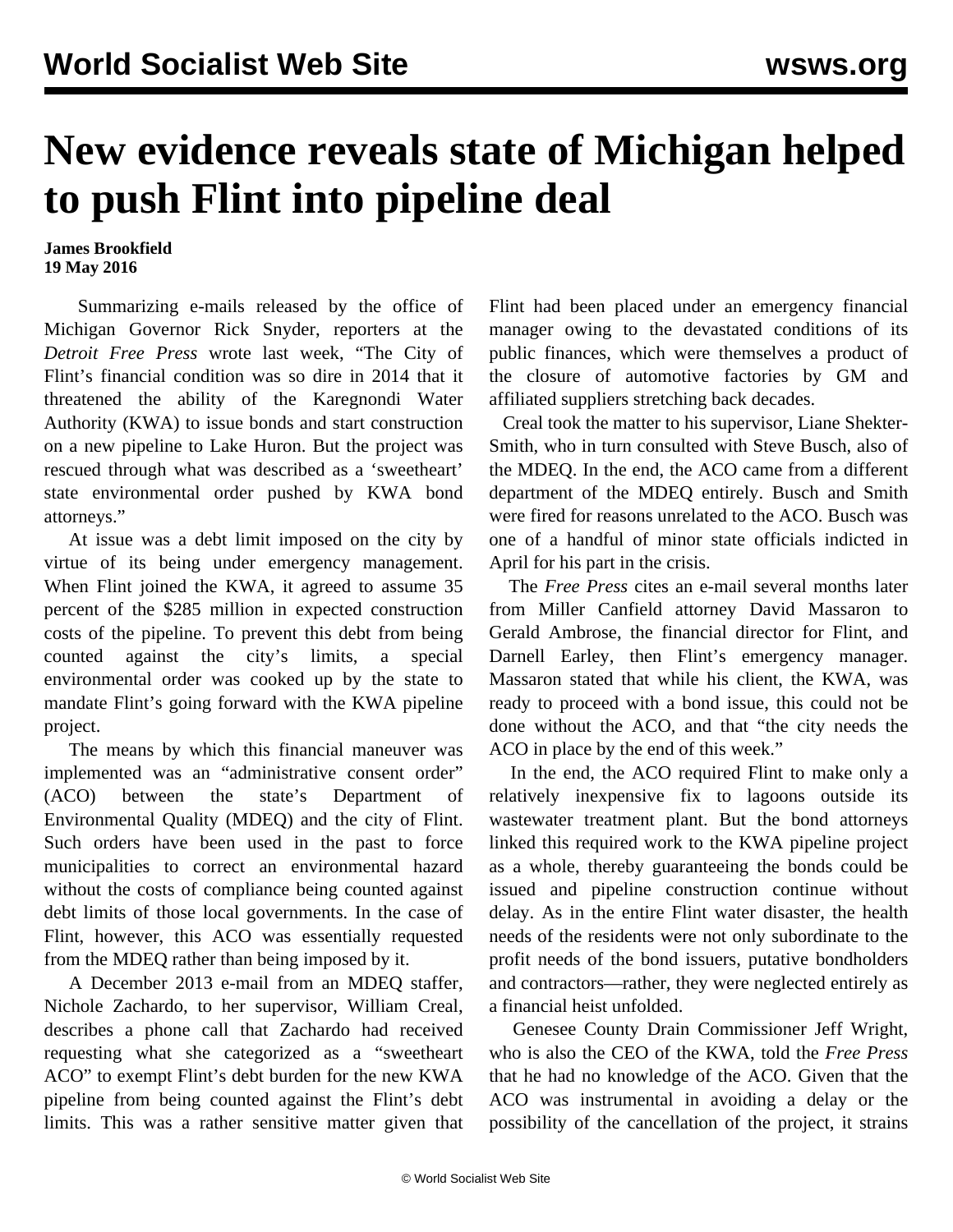# New evidence reveals state of Michigan helped to push Flint into pipeline deal

**James Brookfield**
**19 May 2016**

Summarizing e-mails released by the office of Michigan Governor Rick Snyder, reporters at the *Detroit Free Press* wrote last week, "The City of Flint's financial condition was so dire in 2014 that it threatened the ability of the Karegnondi Water Authority (KWA) to issue bonds and start construction on a new pipeline to Lake Huron. But the project was rescued through what was described as a 'sweetheart' state environmental order pushed by KWA bond attorneys."

At issue was a debt limit imposed on the city by virtue of its being under emergency management. When Flint joined the KWA, it agreed to assume 35 percent of the $285 million in expected construction costs of the pipeline. To prevent this debt from being counted against the city's limits, a special environmental order was cooked up by the state to mandate Flint's going forward with the KWA pipeline project.

The means by which this financial maneuver was implemented was an "administrative consent order" (ACO) between the state's Department of Environmental Quality (MDEQ) and the city of Flint. Such orders have been used in the past to force municipalities to correct an environmental hazard without the costs of compliance being counted against debt limits of those local governments. In the case of Flint, however, this ACO was essentially requested from the MDEQ rather than being imposed by it.

A December 2013 e-mail from an MDEQ staffer, Nichole Zachardo, to her supervisor, William Creal, describes a phone call that Zachardo had received requesting what she categorized as a "sweetheart ACO" to exempt Flint's debt burden for the new KWA pipeline from being counted against the Flint's debt limits. This was a rather sensitive matter given that Flint had been placed under an emergency financial manager owing to the devastated conditions of its public finances, which were themselves a product of the closure of automotive factories by GM and affiliated suppliers stretching back decades.

Creal took the matter to his supervisor, Liane Shekter-Smith, who in turn consulted with Steve Busch, also of the MDEQ. In the end, the ACO came from a different department of the MDEQ entirely. Busch and Smith were fired for reasons unrelated to the ACO. Busch was one of a handful of minor state officials indicted in April for his part in the crisis.

The *Free Press* cites an e-mail several months later from Miller Canfield attorney David Massaron to Gerald Ambrose, the financial director for Flint, and Darnell Earley, then Flint's emergency manager. Massaron stated that while his client, the KWA, was ready to proceed with a bond issue, this could not be done without the ACO, and that "the city needs the ACO in place by the end of this week."

In the end, the ACO required Flint to make only a relatively inexpensive fix to lagoons outside its wastewater treatment plant. But the bond attorneys linked this required work to the KWA pipeline project as a whole, thereby guaranteeing the bonds could be issued and pipeline construction continue without delay. As in the entire Flint water disaster, the health needs of the residents were not only subordinate to the profit needs of the bond issuers, putative bondholders and contractors—rather, they were neglected entirely as a financial heist unfolded.

Genesee County Drain Commissioner Jeff Wright, who is also the CEO of the KWA, told the *Free Press* that he had no knowledge of the ACO. Given that the ACO was instrumental in avoiding a delay or the possibility of the cancellation of the project, it strains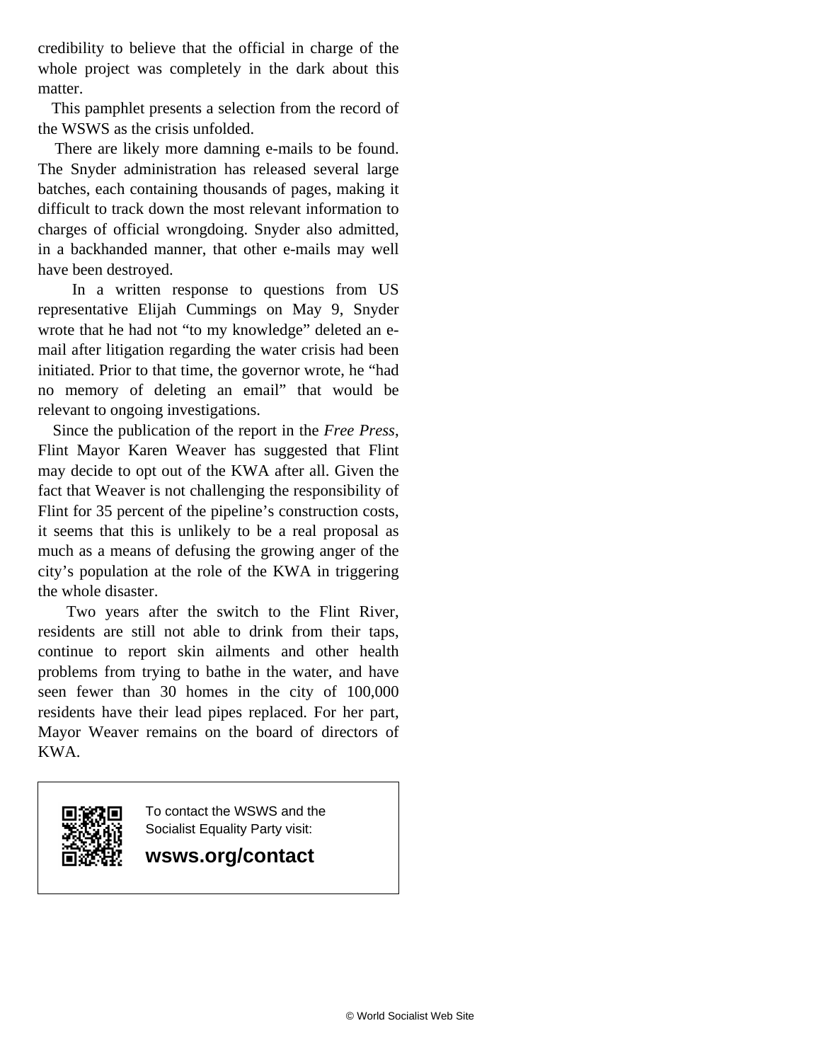credibility to believe that the official in charge of the whole project was completely in the dark about this matter.

This pamphlet presents a selection from the record of the WSWS as the crisis unfolded.

There are likely more damning e-mails to be found. The Snyder administration has released several large batches, each containing thousands of pages, making it difficult to track down the most relevant information to charges of official wrongdoing. Snyder also admitted, in a backhanded manner, that other e-mails may well have been destroyed.

In a written response to questions from US representative Elijah Cummings on May 9, Snyder wrote that he had not "to my knowledge" deleted an e-mail after litigation regarding the water crisis had been initiated. Prior to that time, the governor wrote, he "had no memory of deleting an email" that would be relevant to ongoing investigations.

Since the publication of the report in the *Free Press*, Flint Mayor Karen Weaver has suggested that Flint may decide to opt out of the KWA after all. Given the fact that Weaver is not challenging the responsibility of Flint for 35 percent of the pipeline's construction costs, it seems that this is unlikely to be a real proposal as much as a means of defusing the growing anger of the city's population at the role of the KWA in triggering the whole disaster.

Two years after the switch to the Flint River, residents are still not able to drink from their taps, continue to report skin ailments and other health problems from trying to bathe in the water, and have seen fewer than 30 homes in the city of 100,000 residents have their lead pipes replaced. For her part, Mayor Weaver remains on the board of directors of KWA.

To contact the WSWS and the Socialist Equality Party visit:

**wsws.org/contact**

© World Socialist Web Site